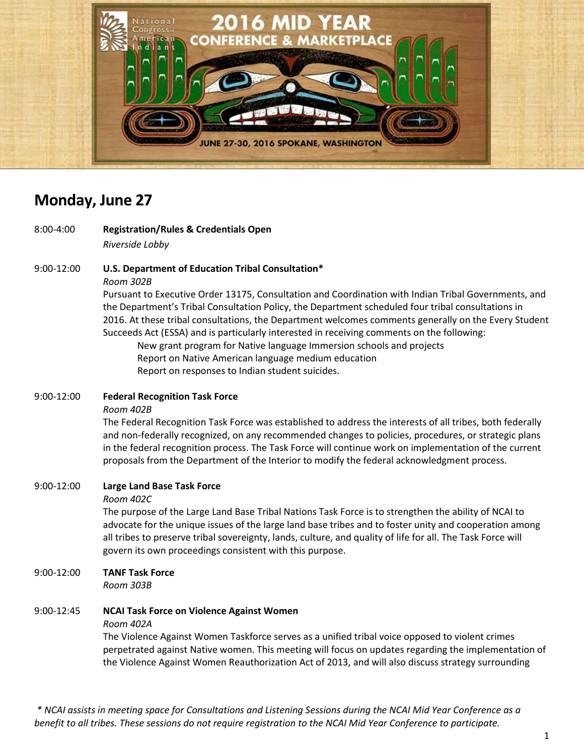# Monday, June 27

8:00-4:00 **Registration/Rules & Credentials Open**
*Riverside Lobby*

9:00-12:00 **U.S. Department of Education Tribal Consultation***
*Room 302B*
Pursuant to Executive Order 13175, Consultation and Coordination with Indian Tribal Governments, and the Department's Tribal Consultation Policy, the Department scheduled four tribal consultations in 2016. At these tribal consultations, the Department welcomes comments generally on the Every Student Succeeds Act (ESSA) and is particularly interested in receiving comments on the following:

- New grant program for Native language Immersion schools and projects
- Report on Native American language medium education
- Report on responses to Indian student suicides.

9:00-12:00 **Federal Recognition Task Force**
*Room 402B*
The Federal Recognition Task Force was established to address the interests of all tribes, both federally and non-federally recognized, on any recommended changes to policies, procedures, or strategic plans in the federal recognition process. The Task Force will continue work on implementation of the current proposals from the Department of the Interior to modify the federal acknowledgment process.

9:00-12:00 **Large Land Base Task Force**
*Room 402C*
The purpose of the Large Land Base Tribal Nations Task Force is to strengthen the ability of NCAI to advocate for the unique issues of the large land base tribes and to foster unity and cooperation among all tribes to preserve tribal sovereignty, lands, culture, and quality of life for all. The Task Force will govern its own proceedings consistent with this purpose.

9:00-12:00 **TANF Task Force**
*Room 303B*

9:00-12:45 **NCAI Task Force on Violence Against Women**
*Room 402A*
The Violence Against Women Taskforce serves as a unified tribal voice opposed to violent crimes perpetrated against Native women. This meeting will focus on updates regarding the implementation of the Violence Against Women Reauthorization Act of 2013, and will also discuss strategy surrounding

*\* NCAI assists in meeting space for Consultations and Listening Sessions during the NCAI Mid Year Conference as a benefit to all tribes. These sessions do not require registration to the NCAI Mid Year Conference to participate.*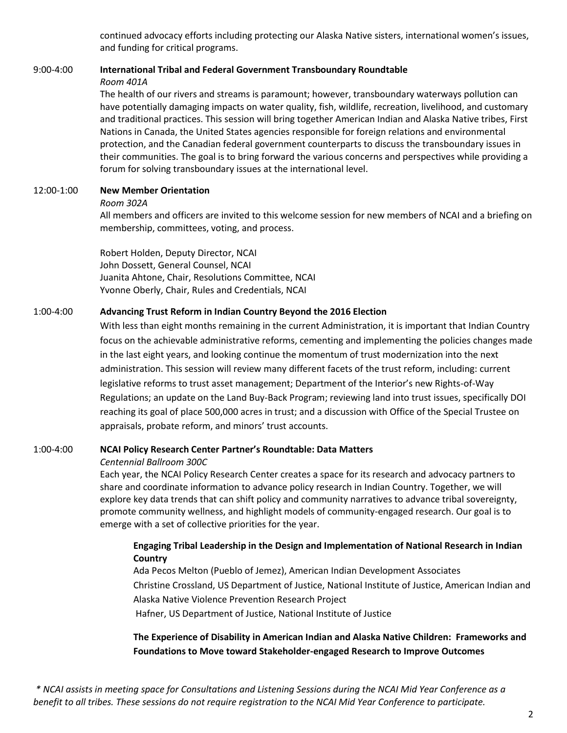continued advocacy efforts including protecting our Alaska Native sisters, international women's issues, and funding for critical programs.

**9:00-4:00 International Tribal and Federal Government Transboundary Roundtable**
*Room 401A*

The health of our rivers and streams is paramount; however, transboundary waterways pollution can have potentially damaging impacts on water quality, fish, wildlife, recreation, livelihood, and customary and traditional practices. This session will bring together American Indian and Alaska Native tribes, First Nations in Canada, the United States agencies responsible for foreign relations and environmental protection, and the Canadian federal government counterparts to discuss the transboundary issues in their communities. The goal is to bring forward the various concerns and perspectives while providing a forum for solving transboundary issues at the international level.

**12:00-1:00 New Member Orientation**
*Room 302A*

All members and officers are invited to this welcome session for new members of NCAI and a briefing on membership, committees, voting, and process.

Robert Holden, Deputy Director, NCAI
John Dossett, General Counsel, NCAI
Juanita Ahtone, Chair, Resolutions Committee, NCAI
Yvonne Oberly, Chair, Rules and Credentials, NCAI

**1:00-4:00 Advancing Trust Reform in Indian Country Beyond the 2016 Election**

With less than eight months remaining in the current Administration, it is important that Indian Country focus on the achievable administrative reforms, cementing and implementing the policies changes made in the last eight years, and looking continue the momentum of trust modernization into the next administration. This session will review many different facets of the trust reform, including: current legislative reforms to trust asset management; Department of the Interior's new Rights-of-Way Regulations; an update on the Land Buy-Back Program; reviewing land into trust issues, specifically DOI reaching its goal of place 500,000 acres in trust; and a discussion with Office of the Special Trustee on appraisals, probate reform, and minors' trust accounts.

**1:00-4:00 NCAI Policy Research Center Partner's Roundtable: Data Matters**
*Centennial Ballroom 300C*

Each year, the NCAI Policy Research Center creates a space for its research and advocacy partners to share and coordinate information to advance policy research in Indian Country. Together, we will explore key data trends that can shift policy and community narratives to advance tribal sovereignty, promote community wellness, and highlight models of community-engaged research. Our goal is to emerge with a set of collective priorities for the year.

**Engaging Tribal Leadership in the Design and Implementation of National Research in Indian Country**

Ada Pecos Melton (Pueblo of Jemez), American Indian Development Associates
Christine Crossland, US Department of Justice, National Institute of Justice, American Indian and Alaska Native Violence Prevention Research Project
Hafner, US Department of Justice, National Institute of Justice

**The Experience of Disability in American Indian and Alaska Native Children: Frameworks and Foundations to Move toward Stakeholder-engaged Research to Improve Outcomes**

*\* NCAI assists in meeting space for Consultations and Listening Sessions during the NCAI Mid Year Conference as a benefit to all tribes. These sessions do not require registration to the NCAI Mid Year Conference to participate.*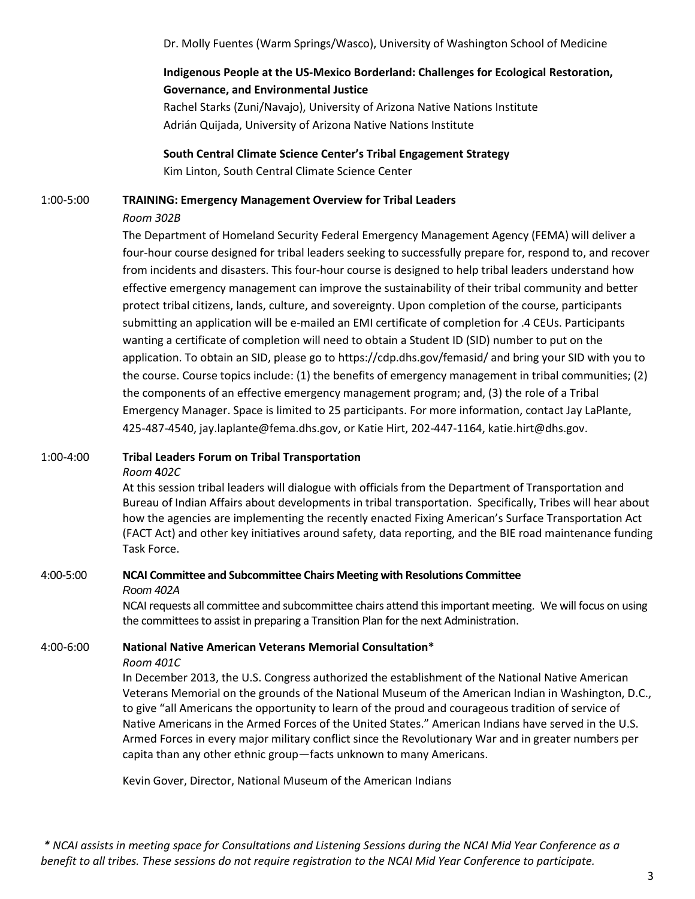Dr. Molly Fuentes (Warm Springs/Wasco), University of Washington School of Medicine

**Indigenous People at the US-Mexico Borderland: Challenges for Ecological Restoration, Governance, and Environmental Justice**
Rachel Starks (Zuni/Navajo), University of Arizona Native Nations Institute
Adrián Quijada, University of Arizona Native Nations Institute

**South Central Climate Science Center's Tribal Engagement Strategy**
Kim Linton, South Central Climate Science Center

1:00-5:00 **TRAINING: Emergency Management Overview for Tribal Leaders**
*Room 302B*
The Department of Homeland Security Federal Emergency Management Agency (FEMA) will deliver a four-hour course designed for tribal leaders seeking to successfully prepare for, respond to, and recover from incidents and disasters. This four-hour course is designed to help tribal leaders understand how effective emergency management can improve the sustainability of their tribal community and better protect tribal citizens, lands, culture, and sovereignty. Upon completion of the course, participants submitting an application will be e-mailed an EMI certificate of completion for .4 CEUs. Participants wanting a certificate of completion will need to obtain a Student ID (SID) number to put on the application. To obtain an SID, please go to https://cdp.dhs.gov/femasid/ and bring your SID with you to the course. Course topics include: (1) the benefits of emergency management in tribal communities; (2) the components of an effective emergency management program; and, (3) the role of a Tribal Emergency Manager. Space is limited to 25 participants. For more information, contact Jay LaPlante, 425-487-4540, jay.laplante@fema.dhs.gov, or Katie Hirt, 202-447-1164, katie.hirt@dhs.gov.

1:00-4:00 **Tribal Leaders Forum on Tribal Transportation**
*Room 402C*
At this session tribal leaders will dialogue with officials from the Department of Transportation and Bureau of Indian Affairs about developments in tribal transportation. Specifically, Tribes will hear about how the agencies are implementing the recently enacted Fixing American's Surface Transportation Act (FACT Act) and other key initiatives around safety, data reporting, and the BIE road maintenance funding Task Force.

4:00-5:00 **NCAI Committee and Subcommittee Chairs Meeting with Resolutions Committee**
*Room 402A*
NCAI requests all committee and subcommittee chairs attend this important meeting. We will focus on using the committees to assist in preparing a Transition Plan for the next Administration.

4:00-6:00 **National Native American Veterans Memorial Consultation***
*Room 401C*
In December 2013, the U.S. Congress authorized the establishment of the National Native American Veterans Memorial on the grounds of the National Museum of the American Indian in Washington, D.C., to give "all Americans the opportunity to learn of the proud and courageous tradition of service of Native Americans in the Armed Forces of the United States." American Indians have served in the U.S. Armed Forces in every major military conflict since the Revolutionary War and in greater numbers per capita than any other ethnic group—facts unknown to many Americans.

Kevin Gover, Director, National Museum of the American Indians

*\* NCAI assists in meeting space for Consultations and Listening Sessions during the NCAI Mid Year Conference as a benefit to all tribes. These sessions do not require registration to the NCAI Mid Year Conference to participate.*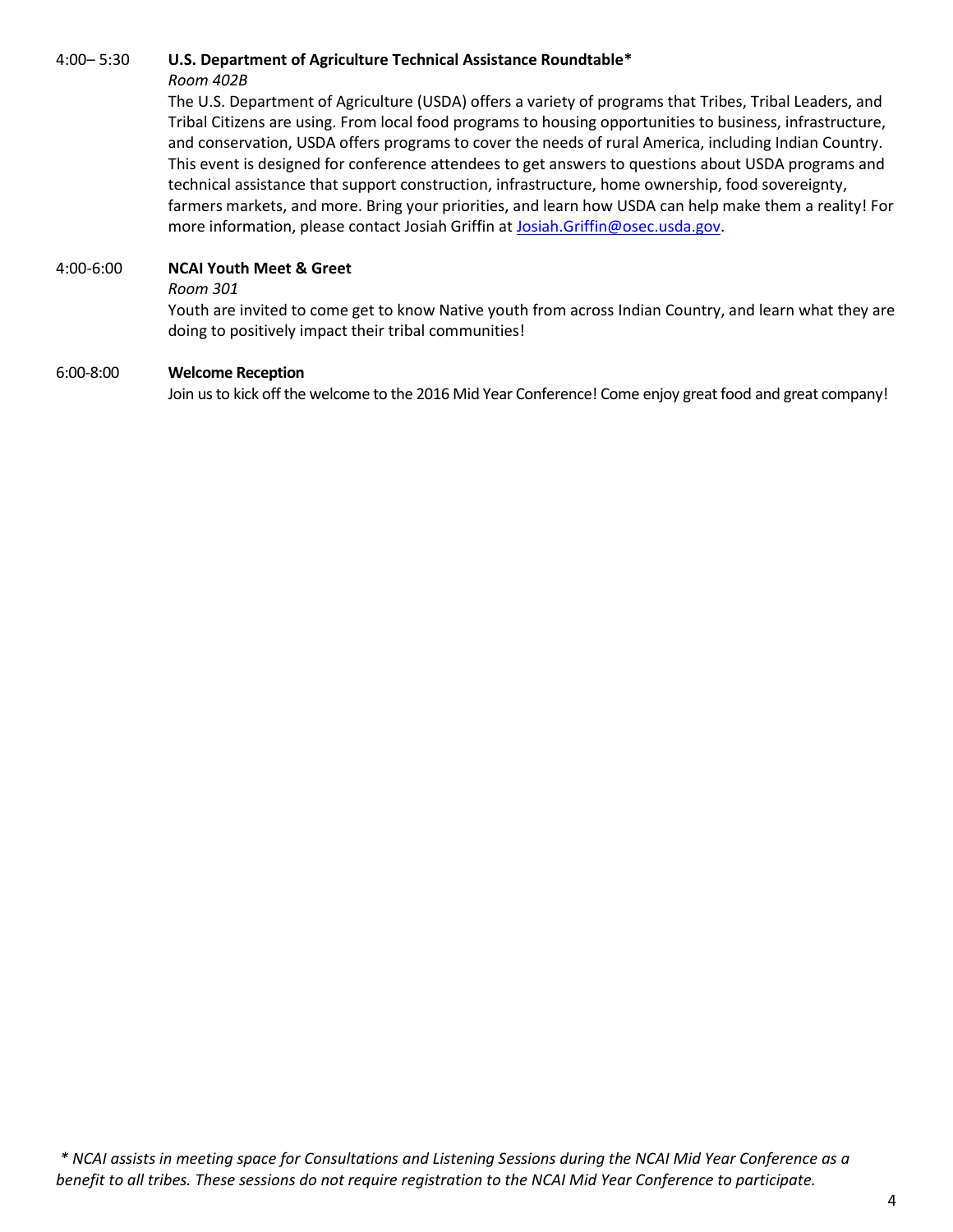4:00– 5:30 **U.S. Department of Agriculture Technical Assistance Roundtable***

*Room 402B*

The U.S. Department of Agriculture (USDA) offers a variety of programs that Tribes, Tribal Leaders, and Tribal Citizens are using. From local food programs to housing opportunities to business, infrastructure, and conservation, USDA offers programs to cover the needs of rural America, including Indian Country. This event is designed for conference attendees to get answers to questions about USDA programs and technical assistance that support construction, infrastructure, home ownership, food sovereignty, farmers markets, and more. Bring your priorities, and learn how USDA can help make them a reality! For more information, please contact Josiah Griffin at Josiah.Griffin@osec.usda.gov.

4:00-6:00 **NCAI Youth Meet & Greet**

*Room 301*

Youth are invited to come get to know Native youth from across Indian Country, and learn what they are doing to positively impact their tribal communities!

6:00-8:00 **Welcome Reception**

Join us to kick off the welcome to the 2016 Mid Year Conference! Come enjoy great food and great company!

*\* NCAI assists in meeting space for Consultations and Listening Sessions during the NCAI Mid Year Conference as a benefit to all tribes. These sessions do not require registration to the NCAI Mid Year Conference to participate.*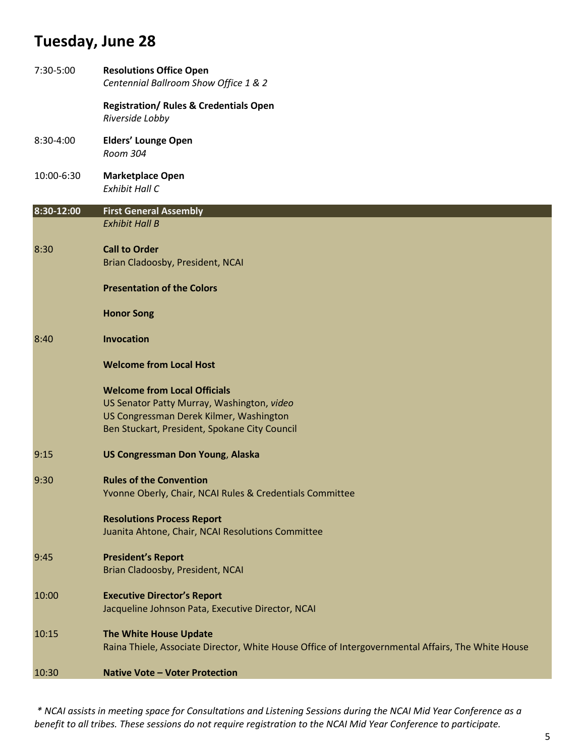## Tuesday, June 28

7:30-5:00 **Resolutions Office Open**
*Centennial Ballroom Show Office 1 & 2*

**Registration/ Rules & Credentials Open**
*Riverside Lobby*

8:30-4:00 **Elders' Lounge Open**
*Room 304*

10:00-6:30 **Marketplace Open**
*Exhibit Hall C*

**8:30-12:00 First General Assembly**
*Exhibit Hall B*

8:30 **Call to Order**
Brian Cladoosby, President, NCAI

**Presentation of the Colors**

**Honor Song**

8:40 **Invocation**

**Welcome from Local Host**

**Welcome from Local Officials**
US Senator Patty Murray, Washington, *video*
US Congressman Derek Kilmer, Washington
Ben Stuckart, President, Spokane City Council

9:15 **US Congressman Don Young, Alaska**

9:30 **Rules of the Convention**
Yvonne Oberly, Chair, NCAI Rules & Credentials Committee

**Resolutions Process Report**
Juanita Ahtone, Chair, NCAI Resolutions Committee

9:45 **President's Report**
Brian Cladoosby, President, NCAI

10:00 **Executive Director's Report**
Jacqueline Johnson Pata, Executive Director, NCAI

10:15 **The White House Update**
Raina Thiele, Associate Director, White House Office of Intergovernmental Affairs, The White House

10:30 **Native Vote – Voter Protection**

*\* NCAI assists in meeting space for Consultations and Listening Sessions during the NCAI Mid Year Conference as a benefit to all tribes. These sessions do not require registration to the NCAI Mid Year Conference to participate.*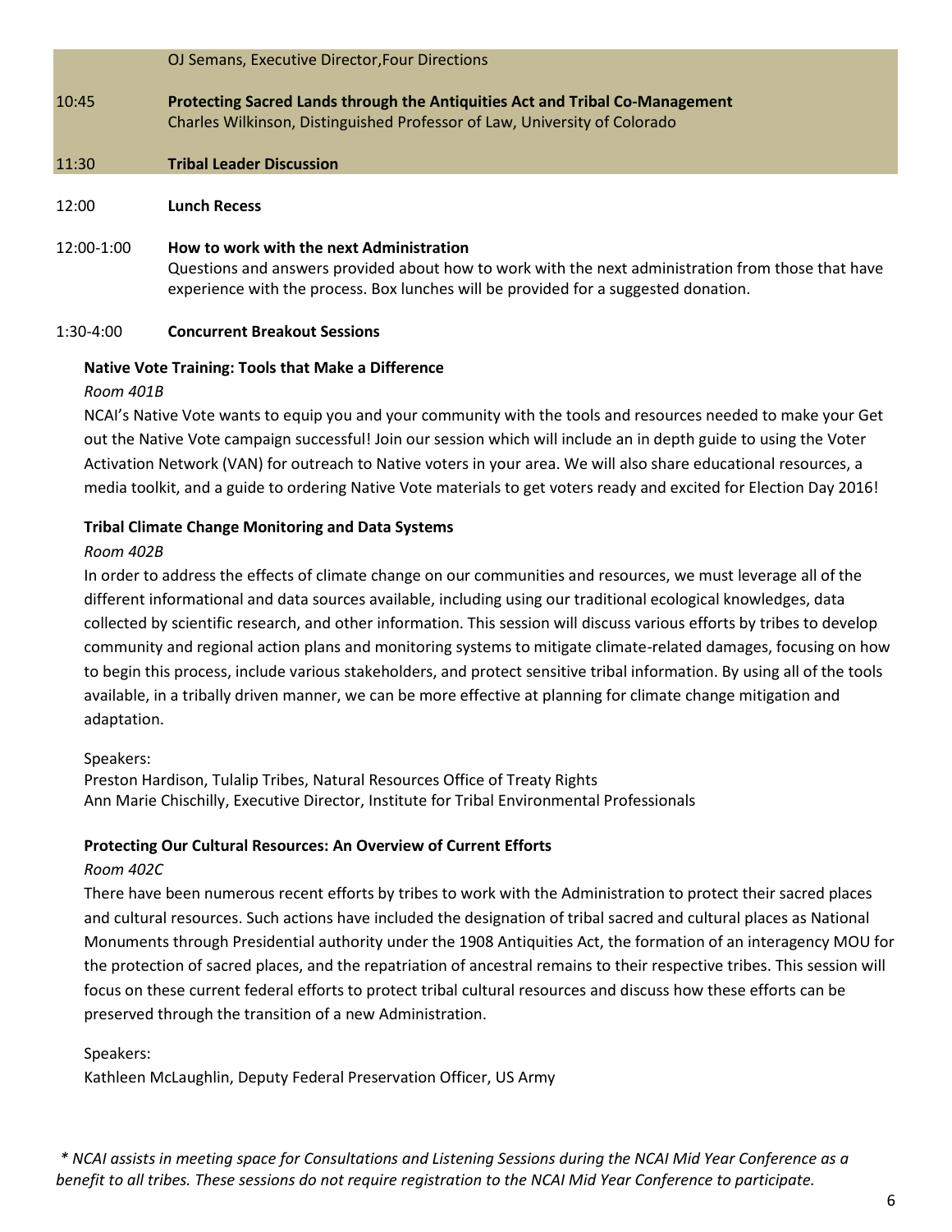| | |
|---|---|
| | OJ Semans, Executive Director,Four Directions |
| 10:45 | **Protecting Sacred Lands through the Antiquities Act and Tribal Co-Management**<br>Charles Wilkinson, Distinguished Professor of Law, University of Colorado |
| 11:30 | **Tribal Leader Discussion** |
| 12:00 | **Lunch Recess** |
| 12:00-1:00 | **How to work with the next Administration**<br>Questions and answers provided about how to work with the next administration from those that have experience with the process. Box lunches will be provided for a suggested donation. |
| 1:30-4:00 | **Concurrent Breakout Sessions** |

**Native Vote Training: Tools that Make a Difference**

*Room 401B*

NCAI's Native Vote wants to equip you and your community with the tools and resources needed to make your Get out the Native Vote campaign successful! Join our session which will include an in depth guide to using the Voter Activation Network (VAN) for outreach to Native voters in your area. We will also share educational resources, a media toolkit, and a guide to ordering Native Vote materials to get voters ready and excited for Election Day 2016!

**Tribal Climate Change Monitoring and Data Systems**

*Room 402B*

In order to address the effects of climate change on our communities and resources, we must leverage all of the different informational and data sources available, including using our traditional ecological knowledges, data collected by scientific research, and other information. This session will discuss various efforts by tribes to develop community and regional action plans and monitoring systems to mitigate climate-related damages, focusing on how to begin this process, include various stakeholders, and protect sensitive tribal information. By using all of the tools available, in a tribally driven manner, we can be more effective at planning for climate change mitigation and adaptation.

Speakers:
Preston Hardison, Tulalip Tribes, Natural Resources Office of Treaty Rights
Ann Marie Chischilly, Executive Director, Institute for Tribal Environmental Professionals

**Protecting Our Cultural Resources: An Overview of Current Efforts**

*Room 402C*

There have been numerous recent efforts by tribes to work with the Administration to protect their sacred places and cultural resources. Such actions have included the designation of tribal sacred and cultural places as National Monuments through Presidential authority under the 1908 Antiquities Act, the formation of an interagency MOU for the protection of sacred places, and the repatriation of ancestral remains to their respective tribes. This session will focus on these current federal efforts to protect tribal cultural resources and discuss how these efforts can be preserved through the transition of a new Administration.

Speakers:
Kathleen McLaughlin, Deputy Federal Preservation Officer, US Army

*\* NCAI assists in meeting space for Consultations and Listening Sessions during the NCAI Mid Year Conference as a benefit to all tribes. These sessions do not require registration to the NCAI Mid Year Conference to participate.*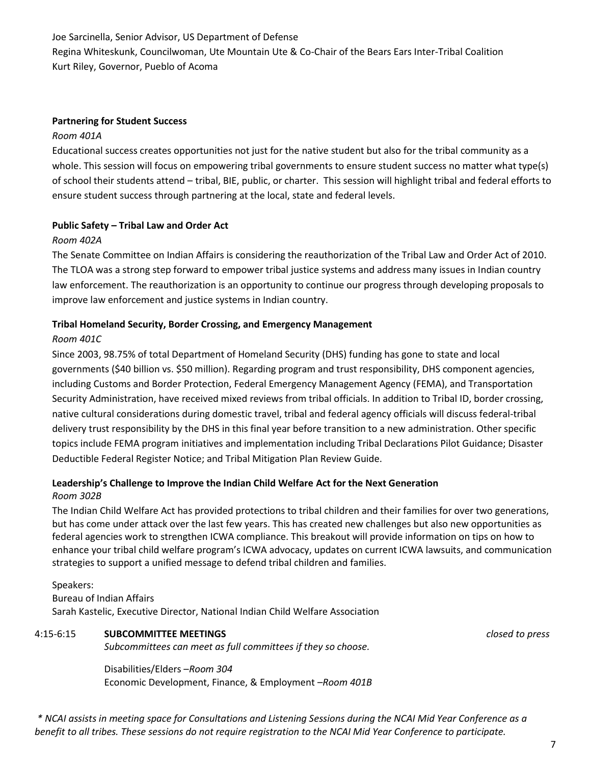Joe Sarcinella, Senior Advisor, US Department of Defense
Regina Whiteskunk, Councilwoman, Ute Mountain Ute & Co-Chair of the Bears Ears Inter-Tribal Coalition
Kurt Riley, Governor, Pueblo of Acoma

**Partnering for Student Success**

*Room 401A*

Educational success creates opportunities not just for the native student but also for the tribal community as a whole. This session will focus on empowering tribal governments to ensure student success no matter what type(s) of school their students attend – tribal, BIE, public, or charter. This session will highlight tribal and federal efforts to ensure student success through partnering at the local, state and federal levels.

**Public Safety – Tribal Law and Order Act**

*Room 402A*

The Senate Committee on Indian Affairs is considering the reauthorization of the Tribal Law and Order Act of 2010. The TLOA was a strong step forward to empower tribal justice systems and address many issues in Indian country law enforcement. The reauthorization is an opportunity to continue our progress through developing proposals to improve law enforcement and justice systems in Indian country.

**Tribal Homeland Security, Border Crossing, and Emergency Management**

*Room 401C*

Since 2003, 98.75% of total Department of Homeland Security (DHS) funding has gone to state and local governments ($40 billion vs. $50 million). Regarding program and trust responsibility, DHS component agencies, including Customs and Border Protection, Federal Emergency Management Agency (FEMA), and Transportation Security Administration, have received mixed reviews from tribal officials. In addition to Tribal ID, border crossing, native cultural considerations during domestic travel, tribal and federal agency officials will discuss federal-tribal delivery trust responsibility by the DHS in this final year before transition to a new administration. Other specific topics include FEMA program initiatives and implementation including Tribal Declarations Pilot Guidance; Disaster Deductible Federal Register Notice; and Tribal Mitigation Plan Review Guide.

**Leadership's Challenge to Improve the Indian Child Welfare Act for the Next Generation**

*Room 302B*

The Indian Child Welfare Act has provided protections to tribal children and their families for over two generations, but has come under attack over the last few years. This has created new challenges but also new opportunities as federal agencies work to strengthen ICWA compliance. This breakout will provide information on tips on how to enhance your tribal child welfare program's ICWA advocacy, updates on current ICWA lawsuits, and communication strategies to support a unified message to defend tribal children and families.

Speakers:
Bureau of Indian Affairs
Sarah Kastelic, Executive Director, National Indian Child Welfare Association

4:15-6:15 **SUBCOMMITTEE MEETINGS** *closed to press*

*Subcommittees can meet as full committees if they so choose.*

Disabilities/Elders –*Room 304*
Economic Development, Finance, & Employment –*Room 401B*

*\* NCAI assists in meeting space for Consultations and Listening Sessions during the NCAI Mid Year Conference as a benefit to all tribes. These sessions do not require registration to the NCAI Mid Year Conference to participate.*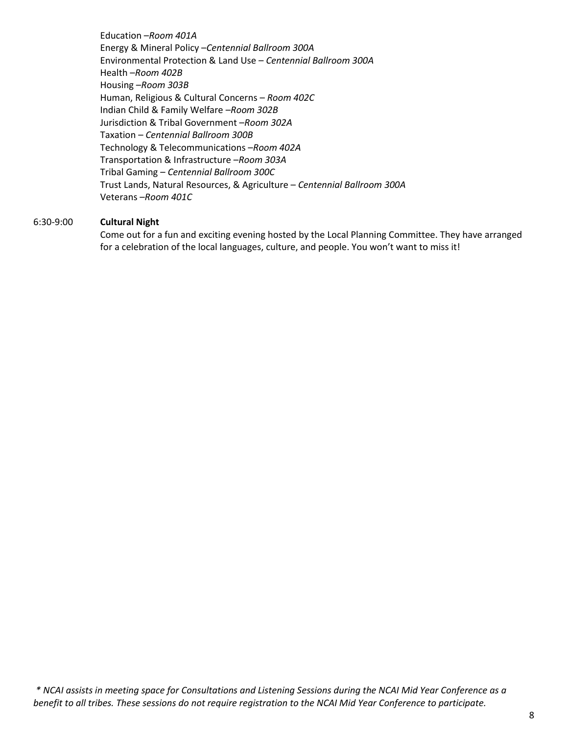Education –*Room 401A*
Energy & Mineral Policy –*Centennial Ballroom 300A*
Environmental Protection & Land Use – *Centennial Ballroom 300A*
Health –*Room 402B*
Housing –*Room 303B*
Human, Religious & Cultural Concerns – *Room 402C*
Indian Child & Family Welfare –*Room 302B*
Jurisdiction & Tribal Government –*Room 302A*
Taxation – *Centennial Ballroom 300B*
Technology & Telecommunications –*Room 402A*
Transportation & Infrastructure –*Room 303A*
Tribal Gaming – *Centennial Ballroom 300C*
Trust Lands, Natural Resources, & Agriculture – *Centennial Ballroom 300A*
Veterans –*Room 401C*

6:30-9:00 **Cultural Night**

Come out for a fun and exciting evening hosted by the Local Planning Committee. They have arranged for a celebration of the local languages, culture, and people. You won't want to miss it!

*\* NCAI assists in meeting space for Consultations and Listening Sessions during the NCAI Mid Year Conference as a benefit to all tribes. These sessions do not require registration to the NCAI Mid Year Conference to participate.*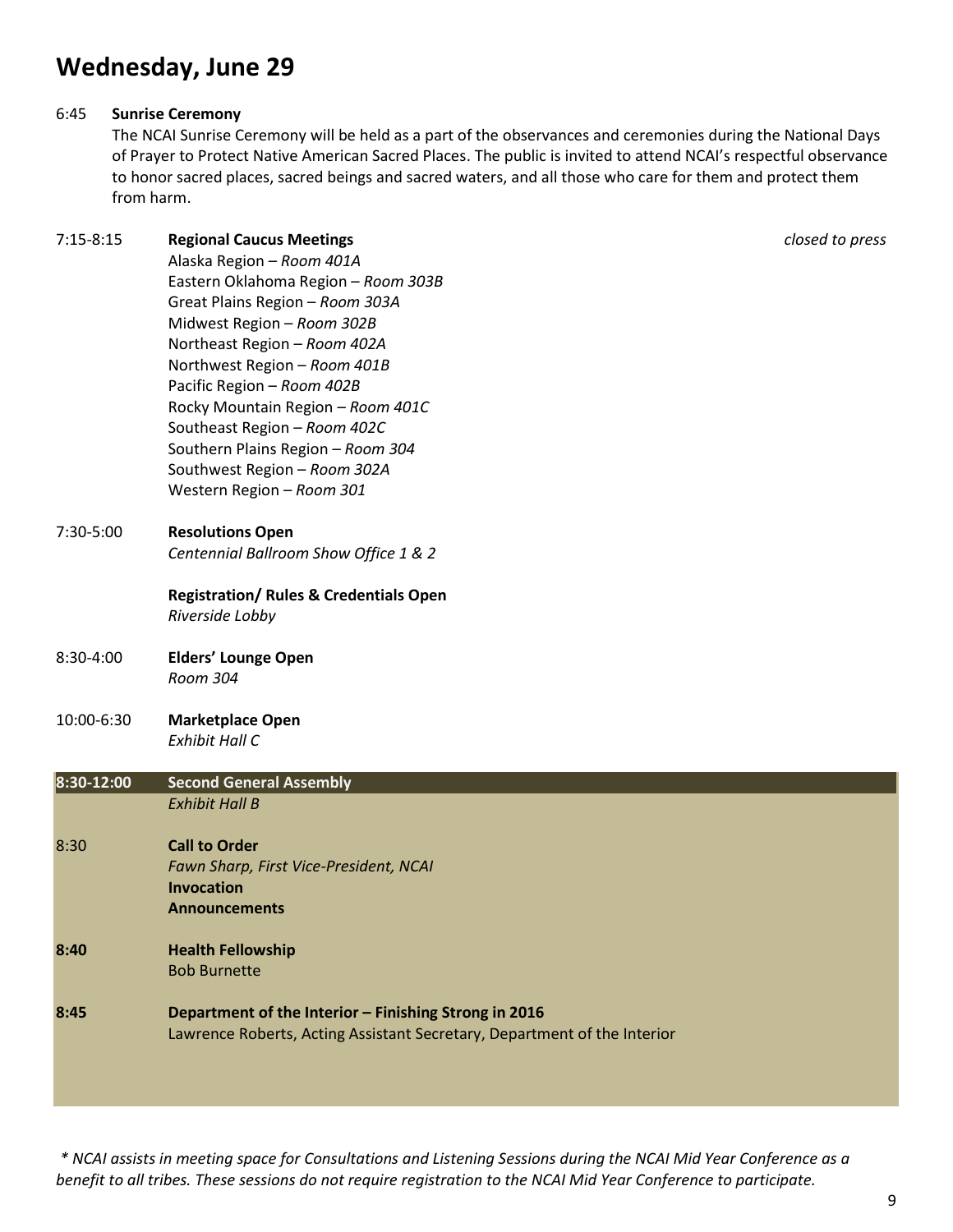# Wednesday, June 29

6:45 **Sunrise Ceremony**

The NCAI Sunrise Ceremony will be held as a part of the observances and ceremonies during the National Days of Prayer to Protect Native American Sacred Places. The public is invited to attend NCAI's respectful observance to honor sacred places, sacred beings and sacred waters, and all those who care for them and protect them from harm.

7:15-8:15 **Regional Caucus Meetings** *closed to press*

Alaska Region – *Room 401A*
Eastern Oklahoma Region – *Room 303B*
Great Plains Region – *Room 303A*
Midwest Region – *Room 302B*
Northeast Region – *Room 402A*
Northwest Region – *Room 401B*
Pacific Region – *Room 402B*
Rocky Mountain Region – *Room 401C*
Southeast Region – *Room 402C*
Southern Plains Region – *Room 304*
Southwest Region – *Room 302A*
Western Region – *Room 301*

7:30-5:00 **Resolutions Open**
*Centennial Ballroom Show Office 1 & 2*

**Registration/ Rules & Credentials Open**
*Riverside Lobby*

8:30-4:00 **Elders' Lounge Open**
*Room 304*

10:00-6:30 **Marketplace Open**
*Exhibit Hall C*

**8:30-12:00 Second General Assembly**
*Exhibit Hall B*

8:30 **Call to Order**
*Fawn Sharp, First Vice-President, NCAI*
**Invocation**
**Announcements**

**8:40 Health Fellowship**
Bob Burnette

**8:45 Department of the Interior – Finishing Strong in 2016**
Lawrence Roberts, Acting Assistant Secretary, Department of the Interior

*\* NCAI assists in meeting space for Consultations and Listening Sessions during the NCAI Mid Year Conference as a benefit to all tribes. These sessions do not require registration to the NCAI Mid Year Conference to participate.*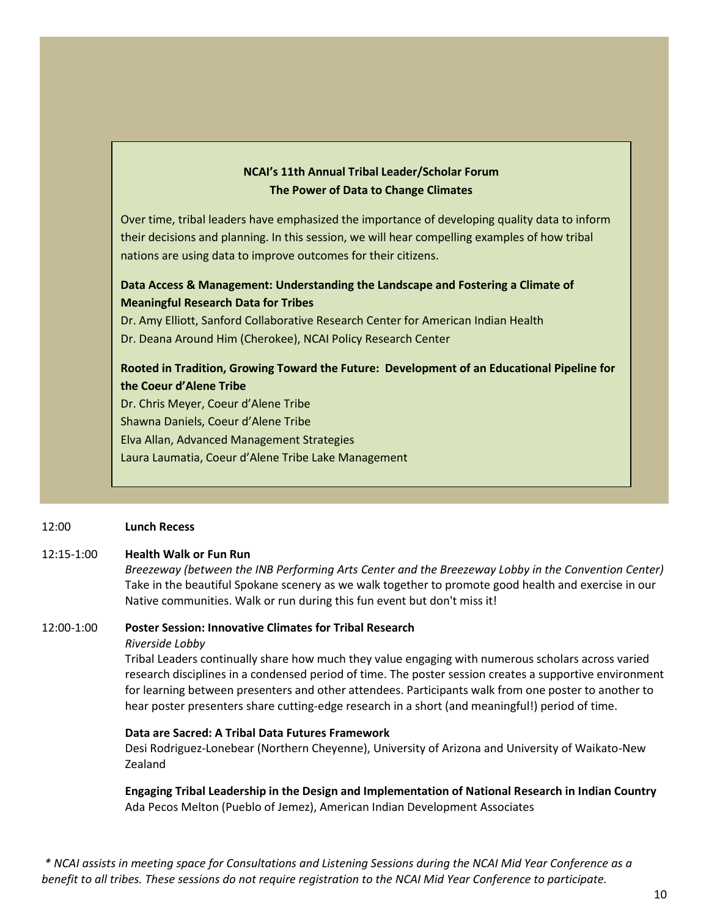**NCAI's 11th Annual Tribal Leader/Scholar Forum**
**The Power of Data to Change Climates**

Over time, tribal leaders have emphasized the importance of developing quality data to inform their decisions and planning. In this session, we will hear compelling examples of how tribal nations are using data to improve outcomes for their citizens.

**Data Access & Management: Understanding the Landscape and Fostering a Climate of Meaningful Research Data for Tribes**
Dr. Amy Elliott, Sanford Collaborative Research Center for American Indian Health
Dr. Deana Around Him (Cherokee), NCAI Policy Research Center

**Rooted in Tradition, Growing Toward the Future: Development of an Educational Pipeline for the Coeur d'Alene Tribe**
Dr. Chris Meyer, Coeur d'Alene Tribe
Shawna Daniels, Coeur d'Alene Tribe
Elva Allan, Advanced Management Strategies
Laura Laumatia, Coeur d'Alene Tribe Lake Management

12:00 **Lunch Recess**

12:15-1:00 **Health Walk or Fun Run**
*Breezeway (between the INB Performing Arts Center and the Breezeway Lobby in the Convention Center)*
Take in the beautiful Spokane scenery as we walk together to promote good health and exercise in our Native communities. Walk or run during this fun event but don't miss it!

12:00-1:00 **Poster Session: Innovative Climates for Tribal Research**
*Riverside Lobby*
Tribal Leaders continually share how much they value engaging with numerous scholars across varied research disciplines in a condensed period of time. The poster session creates a supportive environment for learning between presenters and other attendees. Participants walk from one poster to another to hear poster presenters share cutting-edge research in a short (and meaningful!) period of time.

**Data are Sacred: A Tribal Data Futures Framework**
Desi Rodriguez-Lonebear (Northern Cheyenne), University of Arizona and University of Waikato-New Zealand

**Engaging Tribal Leadership in the Design and Implementation of National Research in Indian Country**
Ada Pecos Melton (Pueblo of Jemez), American Indian Development Associates

*\* NCAI assists in meeting space for Consultations and Listening Sessions during the NCAI Mid Year Conference as a benefit to all tribes. These sessions do not require registration to the NCAI Mid Year Conference to participate.*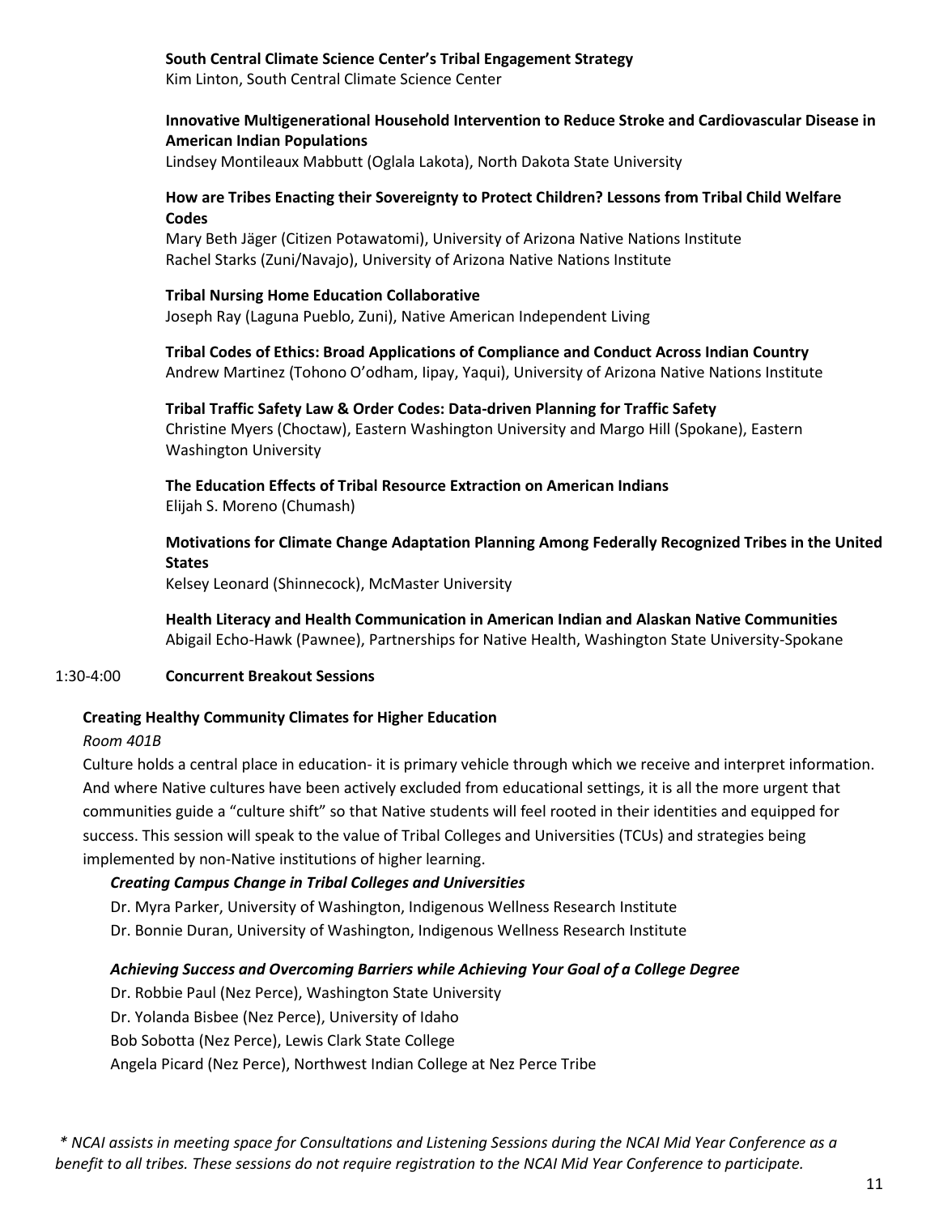**South Central Climate Science Center's Tribal Engagement Strategy**
Kim Linton, South Central Climate Science Center

**Innovative Multigenerational Household Intervention to Reduce Stroke and Cardiovascular Disease in American Indian Populations**
Lindsey Montileaux Mabbutt (Oglala Lakota), North Dakota State University

**How are Tribes Enacting their Sovereignty to Protect Children? Lessons from Tribal Child Welfare Codes**
Mary Beth Jäger (Citizen Potawatomi), University of Arizona Native Nations Institute
Rachel Starks (Zuni/Navajo), University of Arizona Native Nations Institute

**Tribal Nursing Home Education Collaborative**
Joseph Ray (Laguna Pueblo, Zuni), Native American Independent Living

**Tribal Codes of Ethics: Broad Applications of Compliance and Conduct Across Indian Country**
Andrew Martinez (Tohono O'odham, Iipay, Yaqui), University of Arizona Native Nations Institute

**Tribal Traffic Safety Law & Order Codes: Data-driven Planning for Traffic Safety**
Christine Myers (Choctaw), Eastern Washington University and Margo Hill (Spokane), Eastern Washington University

**The Education Effects of Tribal Resource Extraction on American Indians**
Elijah S. Moreno (Chumash)

**Motivations for Climate Change Adaptation Planning Among Federally Recognized Tribes in the United States**
Kelsey Leonard (Shinnecock), McMaster University

**Health Literacy and Health Communication in American Indian and Alaskan Native Communities**
Abigail Echo-Hawk (Pawnee), Partnerships for Native Health, Washington State University-Spokane

1:30-4:00 **Concurrent Breakout Sessions**

**Creating Healthy Community Climates for Higher Education**
*Room 401B*
Culture holds a central place in education- it is primary vehicle through which we receive and interpret information. And where Native cultures have been actively excluded from educational settings, it is all the more urgent that communities guide a "culture shift" so that Native students will feel rooted in their identities and equipped for success. This session will speak to the value of Tribal Colleges and Universities (TCUs) and strategies being implemented by non-Native institutions of higher learning.

***Creating Campus Change in Tribal Colleges and Universities***
Dr. Myra Parker, University of Washington, Indigenous Wellness Research Institute
Dr. Bonnie Duran, University of Washington, Indigenous Wellness Research Institute

***Achieving Success and Overcoming Barriers while Achieving Your Goal of a College Degree***
Dr. Robbie Paul (Nez Perce), Washington State University
Dr. Yolanda Bisbee (Nez Perce), University of Idaho
Bob Sobotta (Nez Perce), Lewis Clark State College
Angela Picard (Nez Perce), Northwest Indian College at Nez Perce Tribe

*\* NCAI assists in meeting space for Consultations and Listening Sessions during the NCAI Mid Year Conference as a benefit to all tribes. These sessions do not require registration to the NCAI Mid Year Conference to participate.*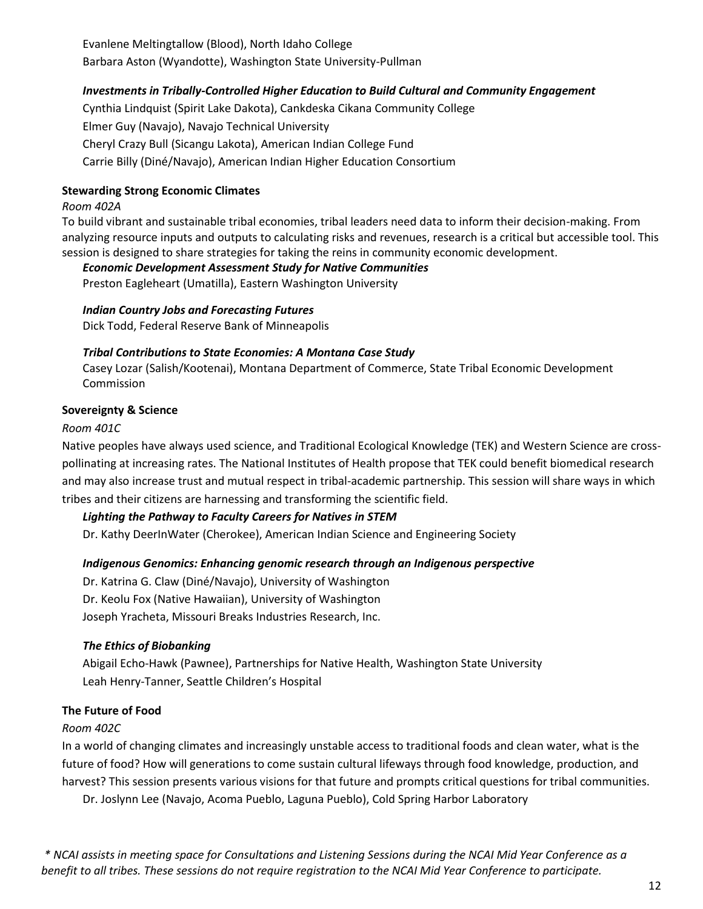Evanlene Meltingtallow (Blood), North Idaho College
Barbara Aston (Wyandotte), Washington State University-Pullman

***Investments in Tribally-Controlled Higher Education to Build Cultural and Community Engagement***
Cynthia Lindquist (Spirit Lake Dakota), Cankdeska Cikana Community College
Elmer Guy (Navajo), Navajo Technical University
Cheryl Crazy Bull (Sicangu Lakota), American Indian College Fund
Carrie Billy (Diné/Navajo), American Indian Higher Education Consortium

**Stewarding Strong Economic Climates**
*Room 402A*
To build vibrant and sustainable tribal economies, tribal leaders need data to inform their decision-making. From analyzing resource inputs and outputs to calculating risks and revenues, research is a critical but accessible tool. This session is designed to share strategies for taking the reins in community economic development.

***Economic Development Assessment Study for Native Communities***
Preston Eagleheart (Umatilla), Eastern Washington University

***Indian Country Jobs and Forecasting Futures***
Dick Todd, Federal Reserve Bank of Minneapolis

***Tribal Contributions to State Economies: A Montana Case Study***
Casey Lozar (Salish/Kootenai), Montana Department of Commerce, State Tribal Economic Development Commission

**Sovereignty & Science**
*Room 401C*
Native peoples have always used science, and Traditional Ecological Knowledge (TEK) and Western Science are cross-pollinating at increasing rates. The National Institutes of Health propose that TEK could benefit biomedical research and may also increase trust and mutual respect in tribal-academic partnership. This session will share ways in which tribes and their citizens are harnessing and transforming the scientific field.

***Lighting the Pathway to Faculty Careers for Natives in STEM***
Dr. Kathy DeerInWater (Cherokee), American Indian Science and Engineering Society

***Indigenous Genomics: Enhancing genomic research through an Indigenous perspective***
Dr. Katrina G. Claw (Diné/Navajo), University of Washington
Dr. Keolu Fox (Native Hawaiian), University of Washington
Joseph Yracheta, Missouri Breaks Industries Research, Inc.

***The Ethics of Biobanking***
Abigail Echo-Hawk (Pawnee), Partnerships for Native Health, Washington State University
Leah Henry-Tanner, Seattle Children's Hospital

**The Future of Food**
*Room 402C*
In a world of changing climates and increasingly unstable access to traditional foods and clean water, what is the future of food? How will generations to come sustain cultural lifeways through food knowledge, production, and harvest? This session presents various visions for that future and prompts critical questions for tribal communities.
Dr. Joslynn Lee (Navajo, Acoma Pueblo, Laguna Pueblo), Cold Spring Harbor Laboratory

*\* NCAI assists in meeting space for Consultations and Listening Sessions during the NCAI Mid Year Conference as a benefit to all tribes. These sessions do not require registration to the NCAI Mid Year Conference to participate.*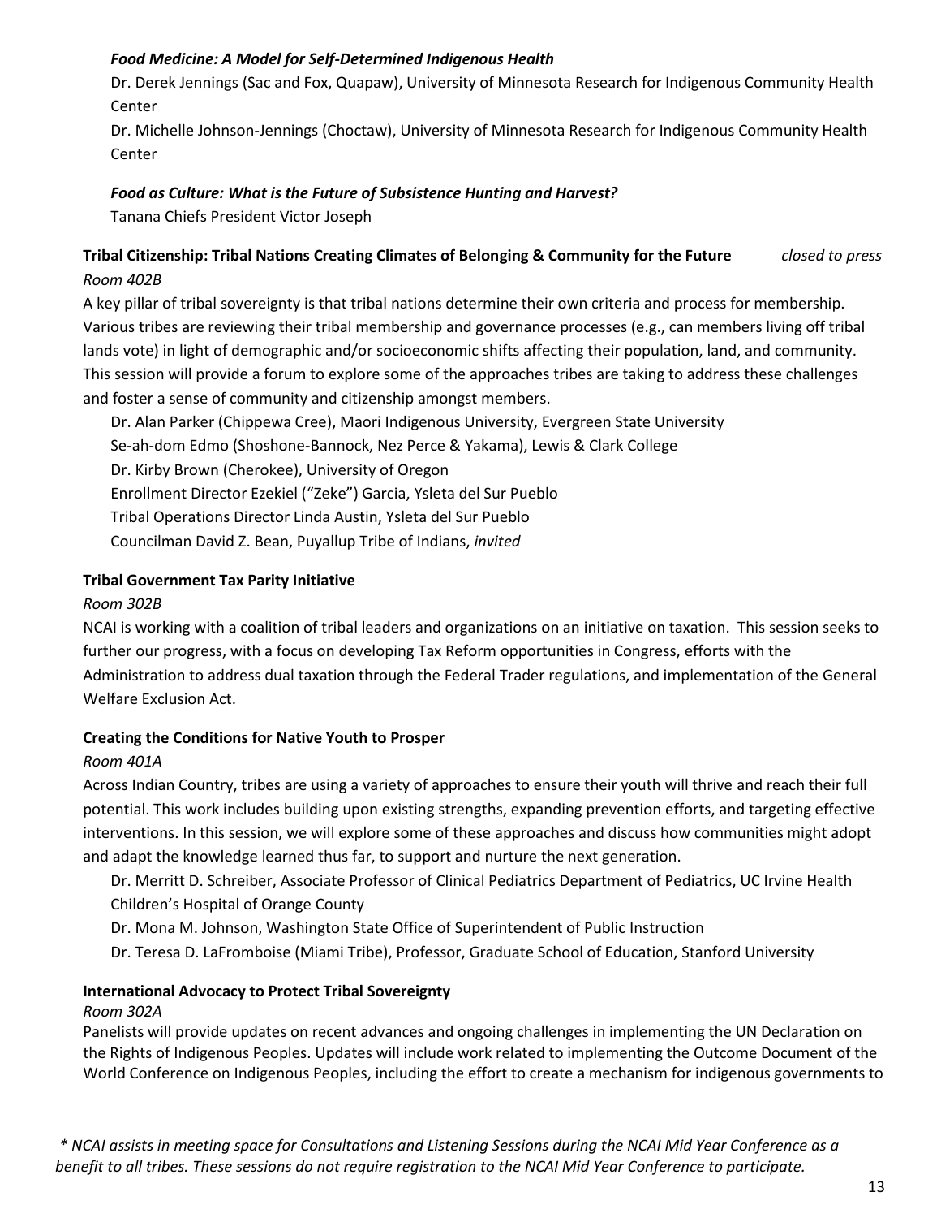***Food Medicine: A Model for Self-Determined Indigenous Health***

Dr. Derek Jennings (Sac and Fox, Quapaw), University of Minnesota Research for Indigenous Community Health Center

Dr. Michelle Johnson-Jennings (Choctaw), University of Minnesota Research for Indigenous Community Health Center

***Food as Culture: What is the Future of Subsistence Hunting and Harvest?***

Tanana Chiefs President Victor Joseph

**Tribal Citizenship: Tribal Nations Creating Climates of Belonging & Community for the Future** *closed to press*

*Room 402B*

A key pillar of tribal sovereignty is that tribal nations determine their own criteria and process for membership. Various tribes are reviewing their tribal membership and governance processes (e.g., can members living off tribal lands vote) in light of demographic and/or socioeconomic shifts affecting their population, land, and community. This session will provide a forum to explore some of the approaches tribes are taking to address these challenges and foster a sense of community and citizenship amongst members.

Dr. Alan Parker (Chippewa Cree), Maori Indigenous University, Evergreen State University

Se-ah-dom Edmo (Shoshone-Bannock, Nez Perce & Yakama), Lewis & Clark College

Dr. Kirby Brown (Cherokee), University of Oregon

Enrollment Director Ezekiel ("Zeke") Garcia, Ysleta del Sur Pueblo

Tribal Operations Director Linda Austin, Ysleta del Sur Pueblo

Councilman David Z. Bean, Puyallup Tribe of Indians, *invited*

**Tribal Government Tax Parity Initiative**

*Room 302B*

NCAI is working with a coalition of tribal leaders and organizations on an initiative on taxation. This session seeks to further our progress, with a focus on developing Tax Reform opportunities in Congress, efforts with the Administration to address dual taxation through the Federal Trader regulations, and implementation of the General Welfare Exclusion Act.

**Creating the Conditions for Native Youth to Prosper**

*Room 401A*

Across Indian Country, tribes are using a variety of approaches to ensure their youth will thrive and reach their full potential. This work includes building upon existing strengths, expanding prevention efforts, and targeting effective interventions. In this session, we will explore some of these approaches and discuss how communities might adopt and adapt the knowledge learned thus far, to support and nurture the next generation.

Dr. Merritt D. Schreiber, Associate Professor of Clinical Pediatrics Department of Pediatrics, UC Irvine Health Children's Hospital of Orange County

Dr. Mona M. Johnson, Washington State Office of Superintendent of Public Instruction

Dr. Teresa D. LaFromboise (Miami Tribe), Professor, Graduate School of Education, Stanford University

**International Advocacy to Protect Tribal Sovereignty**

*Room 302A*

Panelists will provide updates on recent advances and ongoing challenges in implementing the UN Declaration on the Rights of Indigenous Peoples. Updates will include work related to implementing the Outcome Document of the World Conference on Indigenous Peoples, including the effort to create a mechanism for indigenous governments to

*\* NCAI assists in meeting space for Consultations and Listening Sessions during the NCAI Mid Year Conference as a benefit to all tribes. These sessions do not require registration to the NCAI Mid Year Conference to participate.*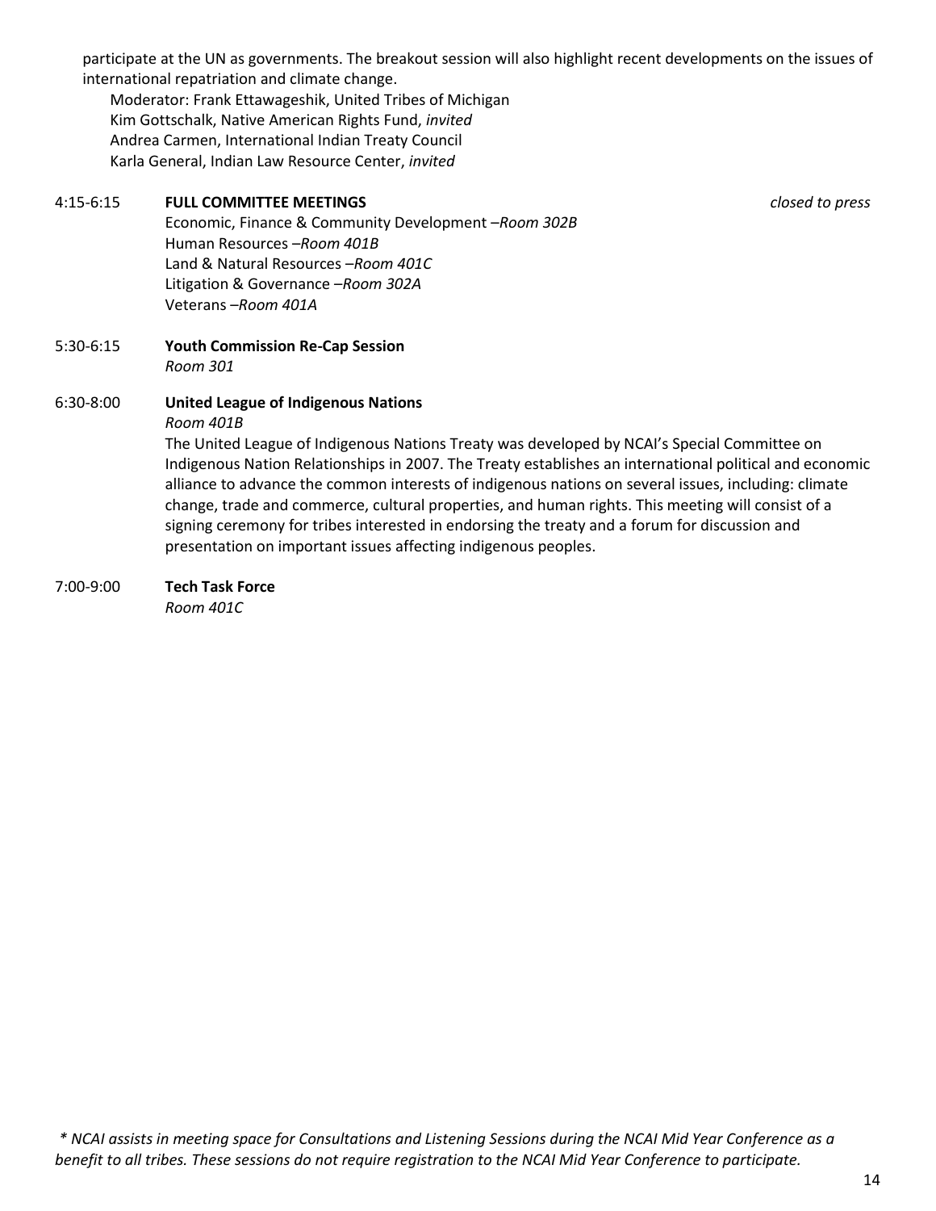participate at the UN as governments. The breakout session will also highlight recent developments on the issues of international repatriation and climate change.

Moderator: Frank Ettawageshik, United Tribes of Michigan
Kim Gottschalk, Native American Rights Fund, *invited*
Andrea Carmen, International Indian Treaty Council
Karla General, Indian Law Resource Center, *invited*

4:15-6:15 **FULL COMMITTEE MEETINGS** *closed to press*

Economic, Finance & Community Development –*Room 302B*
Human Resources –*Room 401B*
Land & Natural Resources –*Room 401C*
Litigation & Governance –*Room 302A*
Veterans –*Room 401A*

5:30-6:15 **Youth Commission Re-Cap Session**
*Room 301*

6:30-8:00 **United League of Indigenous Nations**
*Room 401B*

The United League of Indigenous Nations Treaty was developed by NCAI's Special Committee on Indigenous Nation Relationships in 2007. The Treaty establishes an international political and economic alliance to advance the common interests of indigenous nations on several issues, including: climate change, trade and commerce, cultural properties, and human rights. This meeting will consist of a signing ceremony for tribes interested in endorsing the treaty and a forum for discussion and presentation on important issues affecting indigenous peoples.

7:00-9:00 **Tech Task Force**
*Room 401C*

*\* NCAI assists in meeting space for Consultations and Listening Sessions during the NCAI Mid Year Conference as a benefit to all tribes. These sessions do not require registration to the NCAI Mid Year Conference to participate.*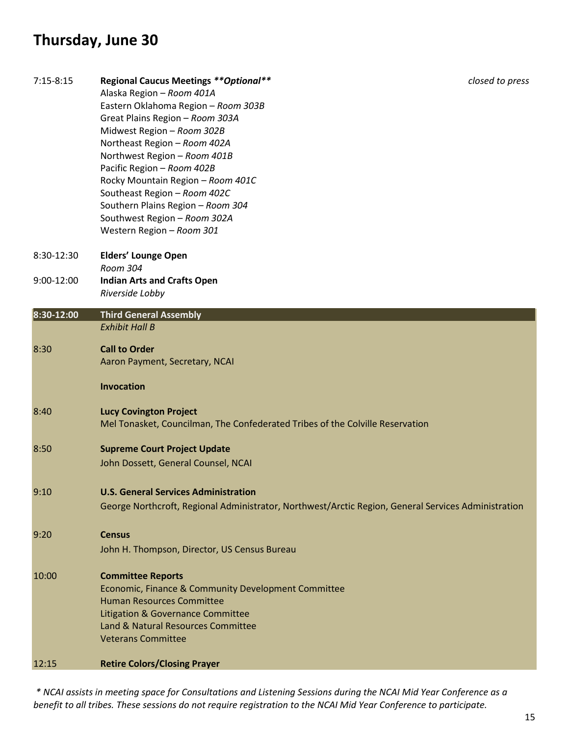# Thursday, June 30

7:15-8:15 **Regional Caucus Meetings *\*\*Optional\*\**** *closed to press*

Alaska Region – *Room 401A*
Eastern Oklahoma Region – *Room 303B*
Great Plains Region – *Room 303A*
Midwest Region – *Room 302B*
Northeast Region – *Room 402A*
Northwest Region – *Room 401B*
Pacific Region – *Room 402B*
Rocky Mountain Region – *Room 401C*
Southeast Region – *Room 402C*
Southern Plains Region – *Room 304*
Southwest Region – *Room 302A*
Western Region – *Room 301*

8:30-12:30 **Elders' Lounge Open**
*Room 304*

9:00-12:00 **Indian Arts and Crafts Open**
*Riverside Lobby*

**8:30-12:00 Third General Assembly**
*Exhibit Hall B*

8:30 **Call to Order**
Aaron Payment, Secretary, NCAI

**Invocation**

8:40 **Lucy Covington Project**
Mel Tonasket, Councilman, The Confederated Tribes of the Colville Reservation

8:50 **Supreme Court Project Update**
John Dossett, General Counsel, NCAI

9:10 **U.S. General Services Administration**
George Northcroft, Regional Administrator, Northwest/Arctic Region, General Services Administration

9:20 **Census**
John H. Thompson, Director, US Census Bureau

10:00 **Committee Reports**
Economic, Finance & Community Development Committee
Human Resources Committee
Litigation & Governance Committee
Land & Natural Resources Committee
Veterans Committee

12:15 **Retire Colors/Closing Prayer**

*\* NCAI assists in meeting space for Consultations and Listening Sessions during the NCAI Mid Year Conference as a benefit to all tribes. These sessions do not require registration to the NCAI Mid Year Conference to participate.*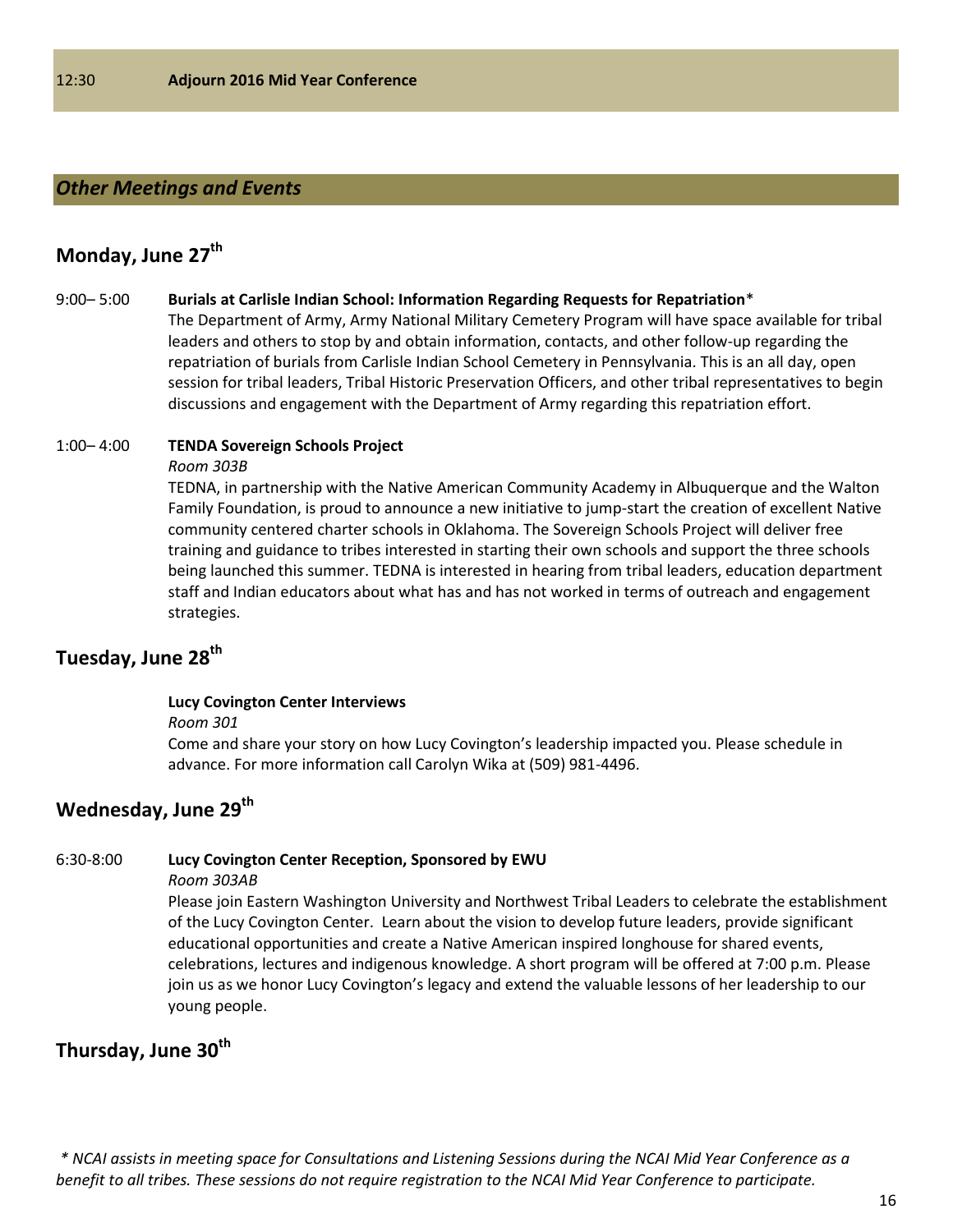12:30 **Adjourn 2016 Mid Year Conference**

## *Other Meetings and Events*

### Monday, June 27th

9:00– 5:00 **Burials at Carlisle Indian School: Information Regarding Requests for Repatriation***

The Department of Army, Army National Military Cemetery Program will have space available for tribal leaders and others to stop by and obtain information, contacts, and other follow-up regarding the repatriation of burials from Carlisle Indian School Cemetery in Pennsylvania. This is an all day, open session for tribal leaders, Tribal Historic Preservation Officers, and other tribal representatives to begin discussions and engagement with the Department of Army regarding this repatriation effort.

1:00– 4:00 **TENDA Sovereign Schools Project**

*Room 303B*

TEDNA, in partnership with the Native American Community Academy in Albuquerque and the Walton Family Foundation, is proud to announce a new initiative to jump-start the creation of excellent Native community centered charter schools in Oklahoma. The Sovereign Schools Project will deliver free training and guidance to tribes interested in starting their own schools and support the three schools being launched this summer. TEDNA is interested in hearing from tribal leaders, education department staff and Indian educators about what has and has not worked in terms of outreach and engagement strategies.

### Tuesday, June 28th

**Lucy Covington Center Interviews**

*Room 301*

Come and share your story on how Lucy Covington's leadership impacted you. Please schedule in advance. For more information call Carolyn Wika at (509) 981-4496.

### Wednesday, June 29th

6:30-8:00 **Lucy Covington Center Reception, Sponsored by EWU**

*Room 303AB*

Please join Eastern Washington University and Northwest Tribal Leaders to celebrate the establishment of the Lucy Covington Center. Learn about the vision to develop future leaders, provide significant educational opportunities and create a Native American inspired longhouse for shared events, celebrations, lectures and indigenous knowledge. A short program will be offered at 7:00 p.m. Please join us as we honor Lucy Covington's legacy and extend the valuable lessons of her leadership to our young people.

### Thursday, June 30th

*\* NCAI assists in meeting space for Consultations and Listening Sessions during the NCAI Mid Year Conference as a benefit to all tribes. These sessions do not require registration to the NCAI Mid Year Conference to participate.*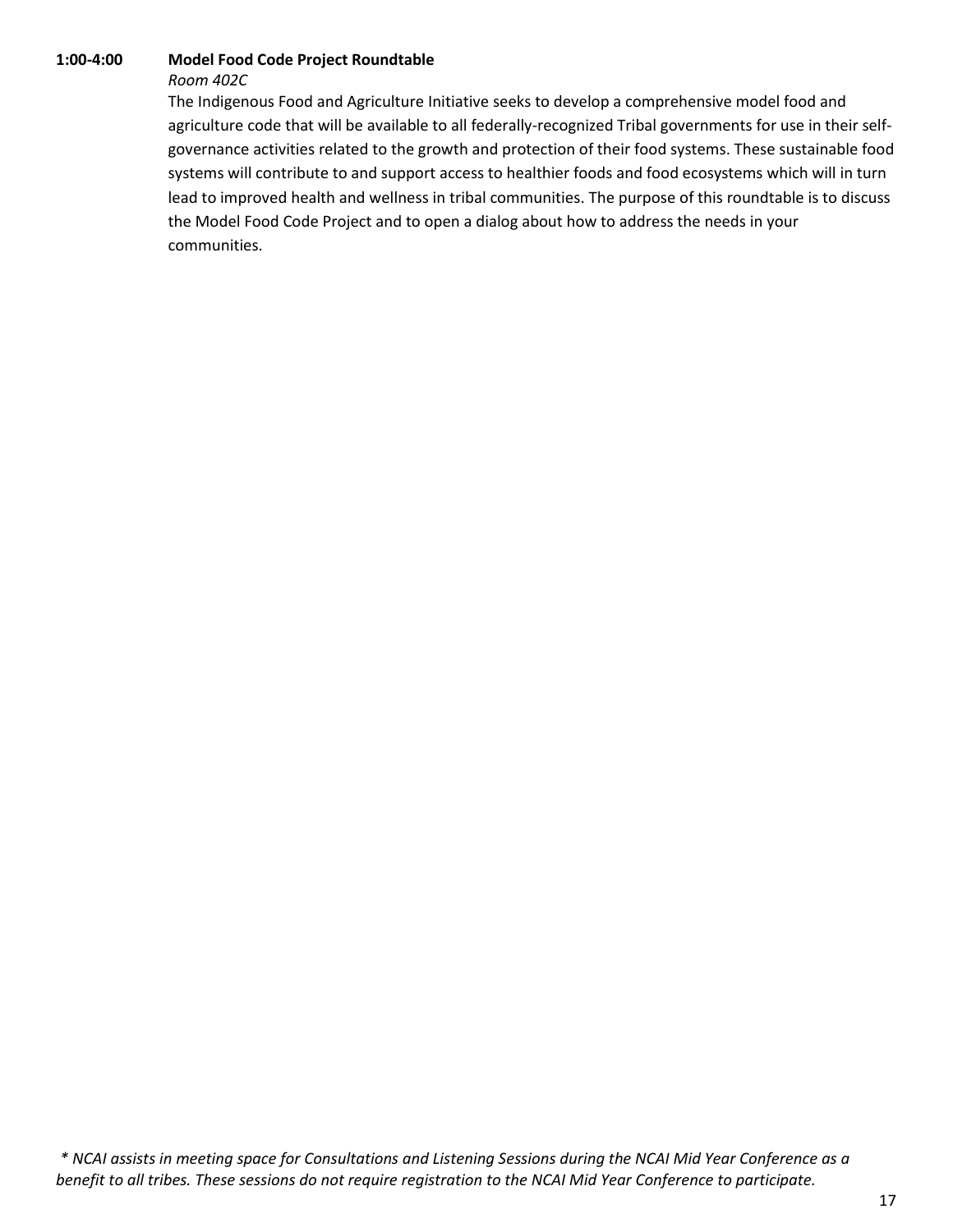**1:00-4:00 Model Food Code Project Roundtable**

*Room 402C*

The Indigenous Food and Agriculture Initiative seeks to develop a comprehensive model food and agriculture code that will be available to all federally-recognized Tribal governments for use in their self-governance activities related to the growth and protection of their food systems. These sustainable food systems will contribute to and support access to healthier foods and food ecosystems which will in turn lead to improved health and wellness in tribal communities. The purpose of this roundtable is to discuss the Model Food Code Project and to open a dialog about how to address the needs in your communities.

*\* NCAI assists in meeting space for Consultations and Listening Sessions during the NCAI Mid Year Conference as a benefit to all tribes. These sessions do not require registration to the NCAI Mid Year Conference to participate.*